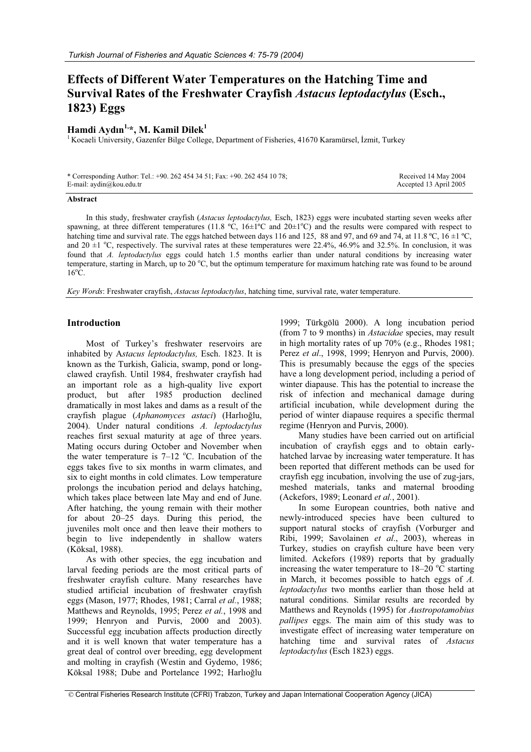# Effects of Different Water Temperatures on the Hatching Time and Survival Rates of the Freshwater Crayfish *Astacus leptodactylus* (Esch., 1823) Eggs

**Hamdi Aydın[1,*], M. Kamil Dilek[1]**

[1] Kocaeli University, Gazenfer Bilge College, Department of Fisheries, 41670 Karamürsel, İzmit, Turkey

\* Corresponding Author: Tel.: +90. 262 454 34 51; Fax: +90. 262 454 10 78;
E-mail: aydin@kou.edu.tr

Received 14 May 2004
Accepted 13 April 2005

### Abstract

In this study, freshwater crayfish (*Astacus leptodactylus,* Esch, 1823) eggs were incubated starting seven weeks after spawning, at three different temperatures (11.8 ºC, 16±1ºC and 20±1ºC) and the results were compared with respect to hatching time and survival rate. The eggs hatched between days 116 and 125, 88 and 97, and 69 and 74, at 11.8 ºC, 16 ±1 ºC, and 20 ±1 ºC, respectively. The survival rates at these temperatures were 22.4%, 46.9% and 32.5%. In conclusion, it was found that *A. leptodactylus* eggs could hatch 1.5 months earlier than under natural conditions by increasing water temperature, starting in March, up to 20 ºC, but the optimum temperature for maximum hatching rate was found to be around 16ºC.

*Key Words*: Freshwater crayfish, *Astacus leptodactylus*, hatching time, survival rate, water temperature.

## Introduction

Most of Turkey's freshwater reservoirs are inhabited by A*stacus leptodactylus,* Esch. 1823. It is known as the Turkish, Galicia, swamp, pond or long-clawed crayfish. Until 1984, freshwater crayfish had an important role as a high-quality live export product, but after 1985 production declined dramatically in most lakes and dams as a result of the crayfish plague (*Aphanomyces astaci*) (Harlıoğlu, 2004). Under natural conditions *A. leptodactylus* reaches first sexual maturity at age of three years. Mating occurs during October and November when the water temperature is 7–12 ºC. Incubation of the eggs takes five to six months in warm climates, and six to eight months in cold climates. Low temperature prolongs the incubation period and delays hatching, which takes place between late May and end of June. After hatching, the young remain with their mother for about 20–25 days. During this period, the juveniles molt once and then leave their mothers to begin to live independently in shallow waters (Köksal, 1988).

As with other species, the egg incubation and larval feeding periods are the most critical parts of freshwater crayfish culture. Many researches have studied artificial incubation of freshwater crayfish eggs (Mason, 1977; Rhodes, 1981; Carral *et al.*, 1988; Matthews and Reynolds, 1995; Perez *et al.*, 1998 and 1999; Henryon and Purvis, 2000 and 2003). Successful egg incubation affects production directly and it is well known that water temperature has a great deal of control over breeding, egg development and molting in crayfish (Westin and Gydemo, 1986; Köksal 1988; Dube and Portelance 1992; Harlıoğlu 1999; Türkgölü 2000). A long incubation period (from 7 to 9 months) in *Astacidae* species, may result in high mortality rates of up to 70% (e.g., Rhodes 1981; Perez *et al*., 1998, 1999; Henryon and Purvis, 2000). This is presumably because the eggs of the species have a long development period, including a period of winter diapause. This has the potential to increase the risk of infection and mechanical damage during artificial incubation, while development during the period of winter diapause requires a specific thermal regime (Henryon and Purvis, 2000).

Many studies have been carried out on artificial incubation of crayfish eggs and to obtain early-hatched larvae by increasing water temperature. It has been reported that different methods can be used for crayfish egg incubation, involving the use of zug-jars, meshed materials, tanks and maternal brooding (Ackefors, 1989; Leonard *et al.*, 2001).

In some European countries, both native and newly-introduced species have been cultured to support natural stocks of crayfish (Vorburger and Ribi, 1999; Savolainen *et al*., 2003), whereas in Turkey, studies on crayfish culture have been very limited. Ackefors (1989) reports that by gradually increasing the water temperature to 18–20 ºC starting in March, it becomes possible to hatch eggs of *A. leptodactylus* two months earlier than those held at natural conditions. Similar results are recorded by Matthews and Reynolds (1995) for *Austropotamobius pallipes* eggs. The main aim of this study was to investigate effect of increasing water temperature on hatching time and survival rates of *Astacus leptodactylus* (Esch 1823) eggs.

© Central Fisheries Research Institute (CFRI) Trabzon, Turkey and Japan International Cooperation Agency (JICA)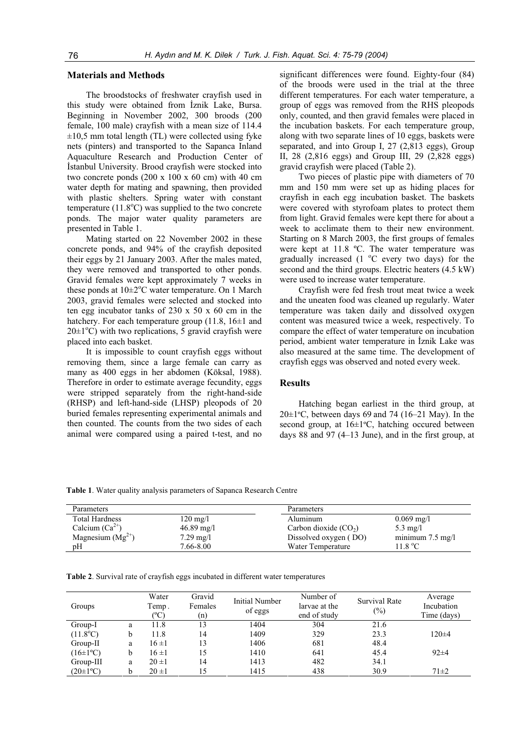## Materials and Methods

The broodstocks of freshwater crayfish used in this study were obtained from İznik Lake, Bursa. Beginning in November 2002, 300 broods (200 female, 100 male) crayfish with a mean size of 114.4 ±10,5 mm total length (TL) were collected using fyke nets (pinters) and transported to the Sapanca Inland Aquaculture Research and Production Center of İstanbul University. Brood crayfish were stocked into two concrete ponds (200 x 100 x 60 cm) with 40 cm water depth for mating and spawning, then provided with plastic shelters. Spring water with constant temperature (11.8°C) was supplied to the two concrete ponds. The major water quality parameters are presented in Table 1.

Mating started on 22 November 2002 in these concrete ponds, and 94% of the crayfish deposited their eggs by 21 January 2003. After the males mated, they were removed and transported to other ponds. Gravid females were kept approximately 7 weeks in these ponds at 10±2°C water temperature. On 1 March 2003, gravid females were selected and stocked into ten egg incubator tanks of 230 x 50 x 60 cm in the hatchery. For each temperature group (11.8, 16±1 and 20±1°C) with two replications, 5 gravid crayfish were placed into each basket.

It is impossible to count crayfish eggs without removing them, since a large female can carry as many as 400 eggs in her abdomen (Köksal, 1988). Therefore in order to estimate average fecundity, eggs were stripped separately from the right-hand-side (RHSP) and left-hand-side (LHSP) pleopods of 20 buried females representing experimental animals and then counted. The counts from the two sides of each animal were compared using a paired t-test, and no significant differences were found. Eighty-four (84) of the broods were used in the trial at the three different temperatures. For each water temperature, a group of eggs was removed from the RHS pleopods only, counted, and then gravid females were placed in the incubation baskets. For each temperature group, along with two separate lines of 10 eggs, baskets were separated, and into Group I, 27 (2,813 eggs), Group II, 28 (2,816 eggs) and Group III, 29 (2,828 eggs) gravid crayfish were placed (Table 2).

Two pieces of plastic pipe with diameters of 70 mm and 150 mm were set up as hiding places for crayfish in each egg incubation basket. The baskets were covered with styrofoam plates to protect them from light. Gravid females were kept there for about a week to acclimate them to their new environment. Starting on 8 March 2003, the first groups of females were kept at 11.8 ºC. The water temperature was gradually increased (1 °C every two days) for the second and the third groups. Electric heaters (4.5 kW) were used to increase water temperature.

Crayfish were fed fresh trout meat twice a week and the uneaten food was cleaned up regularly. Water temperature was taken daily and dissolved oxygen content was measured twice a week, respectively. To compare the effect of water temperature on incubation period, ambient water temperature in İznik Lake was also measured at the same time. The development of crayfish eggs was observed and noted every week.

## Results

Hatching began earliest in the third group, at 20±1°C, between days 69 and 74 (16–21 May). In the second group, at 16±1°C, hatching occured between days 88 and 97 (4–13 June), and in the first group, at

**Table 1**. Water quality analysis parameters of Sapanca Research Centre

| Parameters | | Parameters | |
|---|---|---|---|
| Total Hardness | 120 mg/l | Aluminum | 0.069 mg/l |
| Calcium ($Ca^{2+}$) | 46.89 mg/l | Carbon dioxide ($CO_2$) | 5.3 mg/l |
| Magnesium ($Mg^{2+}$) | 7.29 mg/l | Dissolved oxygen ( DO) | minimum 7.5 mg/l |
| pH | 7.66-8.00 | Water Temperature | 11.8 °C |

**Table 2**. Survival rate of crayfish eggs incubated in different water temperatures

| Groups | | Water Temp. (ºC) | Gravid Females (n) | Initial Number of eggs | Number of larvae at the end of study | Survival Rate (%) | Average Incubation Time (days) |
|---|---|---|---|---|---|---|---|
| Group-I | a | 11.8 | 13 | 1404 | 304 | 21.6 | |
| (11.8°C) | b | 11.8 | 14 | 1409 | 329 | 23.3 | 120±4 |
| Group-II | a | 16 ±1 | 13 | 1406 | 681 | 48.4 | |
| (16±1ºC) | b | 16 ±1 | 15 | 1410 | 641 | 45.4 | 92±4 |
| Group-III | a | 20 ±1 | 14 | 1413 | 482 | 34.1 | |
| (20±1ºC) | b | 20 ±1 | 15 | 1415 | 438 | 30.9 | 71±2 |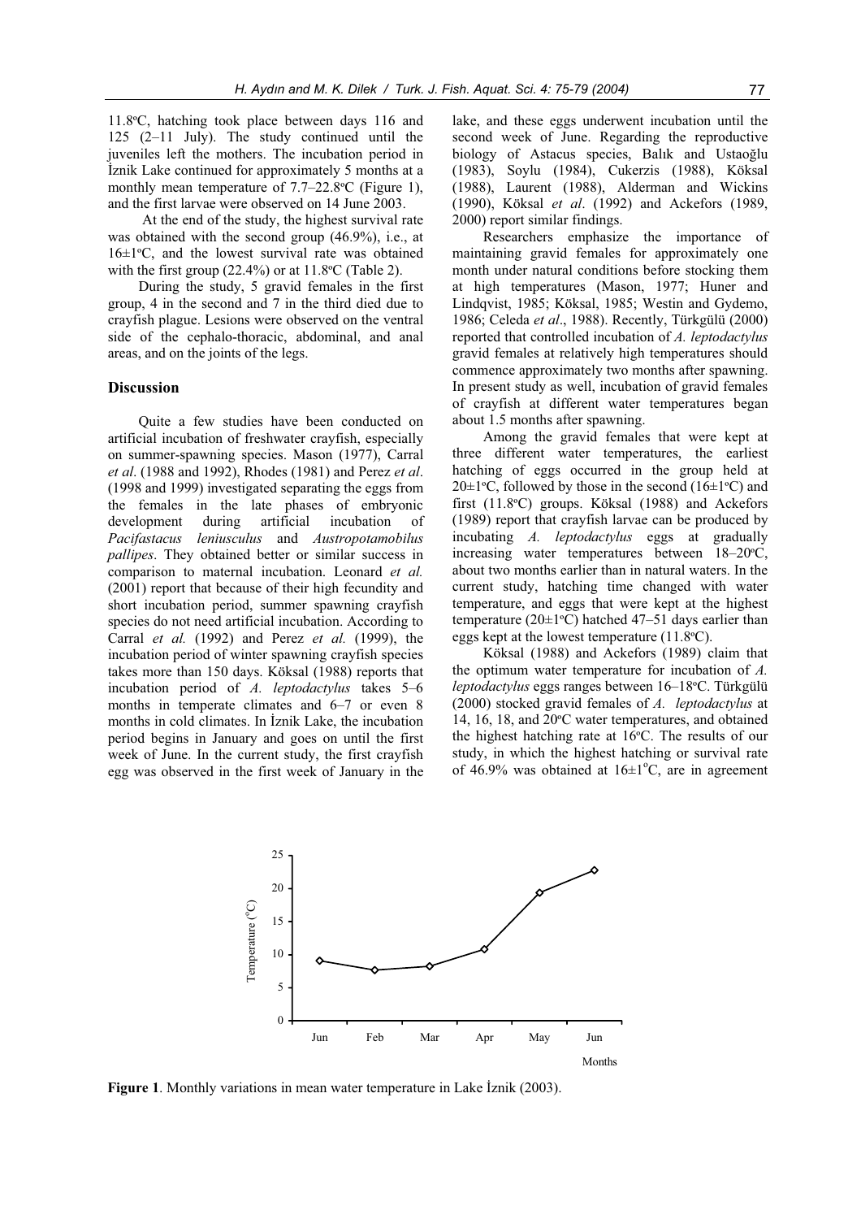11.8ºC, hatching took place between days 116 and 125 (2–11 July). The study continued until the juveniles left the mothers. The incubation period in İznik Lake continued for approximately 5 months at a monthly mean temperature of 7.7–22.8ºC (Figure 1), and the first larvae were observed on 14 June 2003.

At the end of the study, the highest survival rate was obtained with the second group (46.9%), i.e., at 16±1ºC, and the lowest survival rate was obtained with the first group (22.4%) or at 11.8ºC (Table 2).

During the study, 5 gravid females in the first group, 4 in the second and 7 in the third died due to crayfish plague. Lesions were observed on the ventral side of the cephalo-thoracic, abdominal, and anal areas, and on the joints of the legs.

## Discussion

Quite a few studies have been conducted on artificial incubation of freshwater crayfish, especially on summer-spawning species. Mason (1977), Carral *et al*. (1988 and 1992), Rhodes (1981) and Perez *et al*. (1998 and 1999) investigated separating the eggs from the females in the late phases of embryonic development during artificial incubation of *Pacifastacus leniusculus* and *Austropotamobilus pallipes*. They obtained better or similar success in comparison to maternal incubation. Leonard *et al.* (2001) report that because of their high fecundity and short incubation period, summer spawning crayfish species do not need artificial incubation. According to Carral *et al.* (1992) and Perez *et al.* (1999), the incubation period of winter spawning crayfish species takes more than 150 days. Köksal (1988) reports that incubation period of *A. leptodactylus* takes 5–6 months in temperate climates and 6–7 or even 8 months in cold climates. In İznik Lake, the incubation period begins in January and goes on until the first week of June. In the current study, the first crayfish egg was observed in the first week of January in the lake, and these eggs underwent incubation until the second week of June. Regarding the reproductive biology of Astacus species, Balık and Ustaoğlu (1983), Soylu (1984), Cukerzis (1988), Köksal (1988), Laurent (1988), Alderman and Wickins (1990), Köksal *et al*. (1992) and Ackefors (1989, 2000) report similar findings.

Researchers emphasize the importance of maintaining gravid females for approximately one month under natural conditions before stocking them at high temperatures (Mason, 1977; Huner and Lindqvist, 1985; Köksal, 1985; Westin and Gydemo, 1986; Celeda *et al*., 1988). Recently, Türkgülü (2000) reported that controlled incubation of *A. leptodactylus* gravid females at relatively high temperatures should commence approximately two months after spawning. In present study as well, incubation of gravid females of crayfish at different water temperatures began about 1.5 months after spawning.

Among the gravid females that were kept at three different water temperatures, the earliest hatching of eggs occurred in the group held at 20±1ºC, followed by those in the second (16±1ºC) and first (11.8ºC) groups. Köksal (1988) and Ackefors (1989) report that crayfish larvae can be produced by incubating *A. leptodactylus* eggs at gradually increasing water temperatures between 18–20ºC, about two months earlier than in natural waters. In the current study, hatching time changed with water temperature, and eggs that were kept at the highest temperature (20±1ºC) hatched 47–51 days earlier than eggs kept at the lowest temperature (11.8ºC).

Köksal (1988) and Ackefors (1989) claim that the optimum water temperature for incubation of *A. leptodactylus* eggs ranges between 16–18ºC. Türkgülü (2000) stocked gravid females of *A. leptodactylus* at 14, 16, 18, and 20ºC water temperatures, and obtained the highest hatching rate at 16ºC. The results of our study, in which the highest hatching or survival rate of 46.9% was obtained at 16±1ºC, are in agreement

**Figure 1**. Monthly variations in mean water temperature in Lake İznik (2003).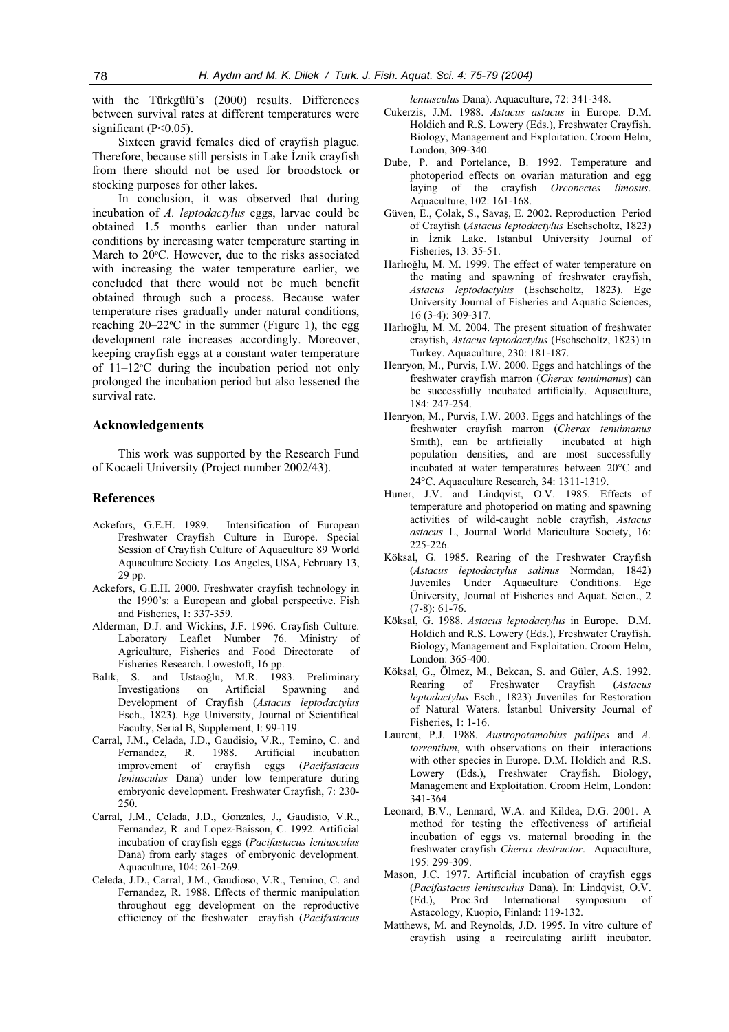with the Türkgülü's (2000) results. Differences between survival rates at different temperatures were significant ($P<0.05$).

Sixteen gravid females died of crayfish plague. Therefore, because still persists in Lake İznik crayfish from there should not be used for broodstock or stocking purposes for other lakes.

In conclusion, it was observed that during incubation of *A. leptodactylus* eggs, larvae could be obtained 1.5 months earlier than under natural conditions by increasing water temperature starting in March to 20ºC. However, due to the risks associated with increasing the water temperature earlier, we concluded that there would not be much benefit obtained through such a process. Because water temperature rises gradually under natural conditions, reaching 20–22ºC in the summer (Figure 1), the egg development rate increases accordingly. Moreover, keeping crayfish eggs at a constant water temperature of 11–12ºC during the incubation period not only prolonged the incubation period but also lessened the survival rate.

## Acknowledgements

This work was supported by the Research Fund of Kocaeli University (Project number 2002/43).

## References

Ackefors, G.E.H. 1989. Intensification of European Freshwater Crayfish Culture in Europe. Special Session of Crayfish Culture of Aquaculture 89 World Aquaculture Society. Los Angeles, USA, February 13, 29 pp.

Ackefors, G.E.H. 2000. Freshwater crayfish technology in the 1990's: a European and global perspective. Fish and Fisheries, 1: 337-359.

Alderman, D.J. and Wickins, J.F. 1996. Crayfish Culture. Laboratory Leaflet Number 76. Ministry of Agriculture, Fisheries and Food Directorate of Fisheries Research. Lowestoft, 16 pp.

Balık, S. and Ustaoğlu, M.R. 1983. Preliminary Investigations on Artificial Spawning and Development of Crayfish (*Astacus leptodactylus* Esch., 1823). Ege University, Journal of Scientifical Faculty, Serial B, Supplement, I: 99-119.

Carral, J.M., Celada, J.D., Gaudisio, V.R., Temino, C. and Fernandez, R. 1988. Artificial incubation improvement of crayfish eggs (*Pacifastacus leniusculus* Dana) under low temperature during embryonic development. Freshwater Crayfish, 7: 230-250.

Carral, J.M., Celada, J.D., Gonzales, J., Gaudisio, V.R., Fernandez, R. and Lopez-Baisson, C. 1992. Artificial incubation of crayfish eggs (*Pacifastacus leniusculus* Dana) from early stages of embryonic development. Aquaculture, 104: 261-269.

Celeda, J.D., Carral, J.M., Gaudioso, V.R., Temino, C. and Fernandez, R. 1988. Effects of thermic manipulation throughout egg development on the reproductive efficiency of the freshwater crayfish (*Pacifastacus leniusculus* Dana). Aquaculture, 72: 341-348.

Cukerzis, J.M. 1988. *Astacus astacus* in Europe. D.M. Holdich and R.S. Lowery (Eds.), Freshwater Crayfish. Biology, Management and Exploitation. Croom Helm, London, 309-340.

Dube, P. and Portelance, B. 1992. Temperature and photoperiod effects on ovarian maturation and egg laying of the crayfish *Orconectes limosus*. Aquaculture, 102: 161-168.

Güven, E., Çolak, S., Savaş, E. 2002. Reproduction Period of Crayfish (*Astacus leptodactylus* Eschscholtz, 1823) in İznik Lake. Istanbul University Journal of Fisheries, 13: 35-51.

Harlıoğlu, M. M. 1999. The effect of water temperature on the mating and spawning of freshwater crayfish, *Astacus leptodactylus* (Eschscholtz, 1823). Ege University Journal of Fisheries and Aquatic Sciences, 16 (3-4): 309-317.

Harlıoğlu, M. M. 2004. The present situation of freshwater crayfish, *Astacus leptodactylus* (Eschscholtz, 1823) in Turkey. Aquaculture, 230: 181-187.

Henryon, M., Purvis, I.W. 2000. Eggs and hatchlings of the freshwater crayfish marron (*Cherax tenuimanus*) can be successfully incubated artificially. Aquaculture, 184: 247-254.

Henryon, M., Purvis, I.W. 2003. Eggs and hatchlings of the freshwater crayfish marron (*Cherax tenuimanus* Smith), can be artificially incubated at high population densities, and are most successfully incubated at water temperatures between 20°C and 24°C. Aquaculture Research, 34: 1311-1319.

Huner, J.V. and Lindqvist, O.V. 1985. Effects of temperature and photoperiod on mating and spawning activities of wild-caught noble crayfish, *Astacus astacus* L, Journal World Mariculture Society, 16: 225-226.

Köksal, G. 1985. Rearing of the Freshwater Crayfish (*Astacus leptodactylus salinus* Normdan, 1842) Juveniles Under Aquaculture Conditions. Ege Üniversity, Journal of Fisheries and Aquat. Scien., 2 (7-8): 61-76.

Köksal, G. 1988. *Astacus leptodactylus* in Europe. D.M. Holdich and R.S. Lowery (Eds.), Freshwater Crayfish. Biology, Management and Exploitation. Croom Helm, London: 365-400.

Köksal, G., Ölmez, M., Bekcan, S. and Güler, A.S. 1992. Rearing of Freshwater Crayfish (*Astacus leptodactylus* Esch., 1823) Juveniles for Restoration of Natural Waters. İstanbul University Journal of Fisheries, 1: 1-16.

Laurent, P.J. 1988. *Austropotamobius pallipes* and *A. torrentium*, with observations on their interactions with other species in Europe. D.M. Holdich and R.S. Lowery (Eds.), Freshwater Crayfish. Biology, Management and Exploitation. Croom Helm, London: 341-364.

Leonard, B.V., Lennard, W.A. and Kildea, D.G. 2001. A method for testing the effectiveness of artificial incubation of eggs vs. maternal brooding in the freshwater crayfish *Cherax destructor*. Aquaculture, 195: 299-309.

Mason, J.C. 1977. Artificial incubation of crayfish eggs (*Pacifastacus leniusculus* Dana). In: Lindqvist, O.V. (Ed.), Proc.3rd International symposium of Astacology, Kuopio, Finland: 119-132.

Matthews, M. and Reynolds, J.D. 1995. In vitro culture of crayfish using a recirculating airlift incubator.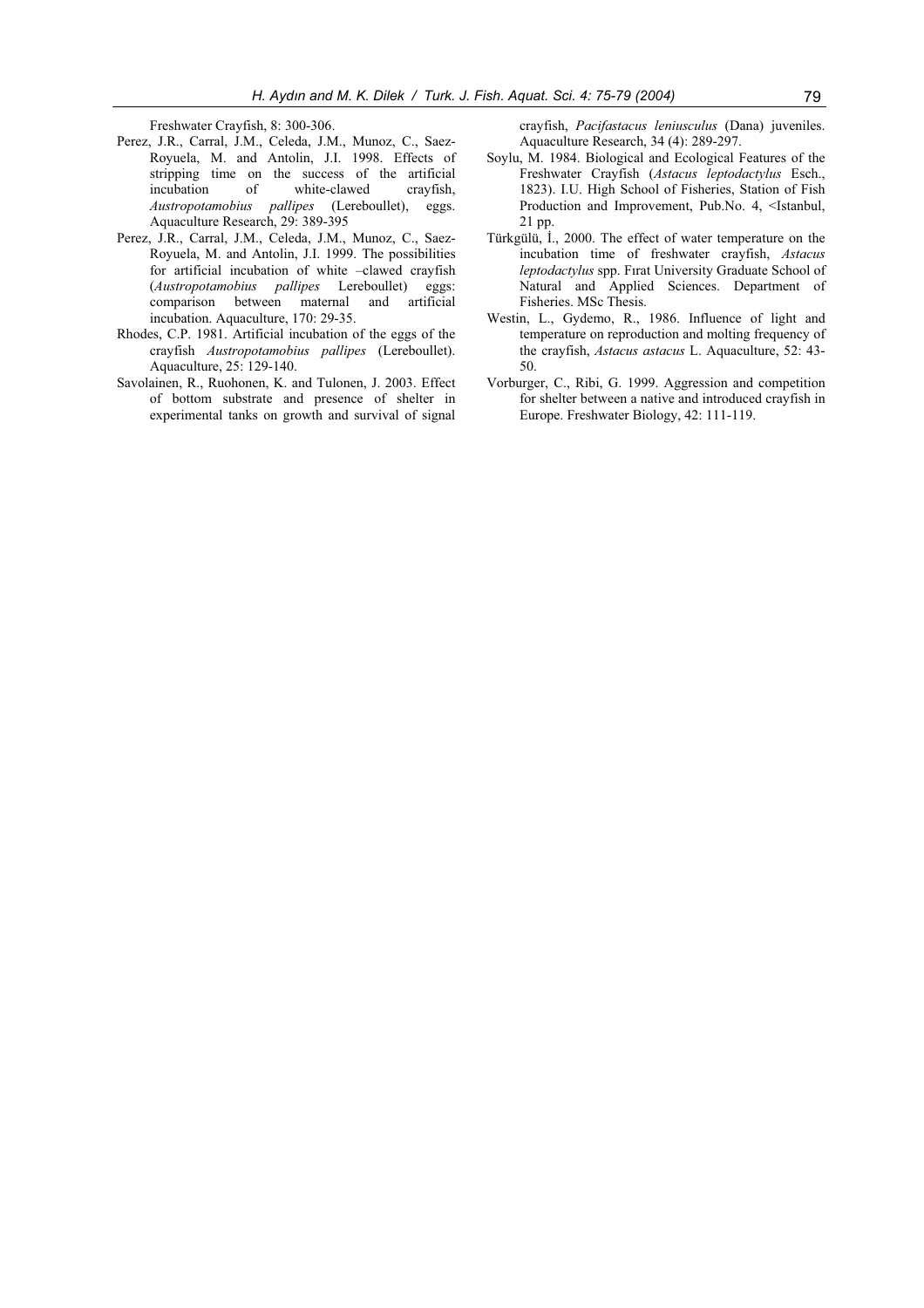Freshwater Crayfish, 8: 300-306.

Perez, J.R., Carral, J.M., Celeda, J.M., Munoz, C., Saez-Royuela, M. and Antolin, J.I. 1998. Effects of stripping time on the success of the artificial incubation of white-clawed crayfish, *Austropotamobius pallipes* (Lereboullet), eggs. Aquaculture Research, 29: 389-395

Perez, J.R., Carral, J.M., Celeda, J.M., Munoz, C., Saez-Royuela, M. and Antolin, J.I. 1999. The possibilities for artificial incubation of white –clawed crayfish (*Austropotamobius pallipes* Lereboullet) eggs: comparison between maternal and artificial incubation. Aquaculture, 170: 29-35.

Rhodes, C.P. 1981. Artificial incubation of the eggs of the crayfish *Austropotamobius pallipes* (Lereboullet). Aquaculture, 25: 129-140.

Savolainen, R., Ruohonen, K. and Tulonen, J. 2003. Effect of bottom substrate and presence of shelter in experimental tanks on growth and survival of signal crayfish, *Pacifastacus leniusculus* (Dana) juveniles. Aquaculture Research, 34 (4): 289-297.

Soylu, M. 1984. Biological and Ecological Features of the Freshwater Crayfish (*Astacus leptodactylus* Esch., 1823). I.U. High School of Fisheries, Station of Fish Production and Improvement, Pub.No. 4, <Istanbul, 21 pp.

Türkgülü, İ., 2000. The effect of water temperature on the incubation time of freshwater crayfish, *Astacus leptodactylus* spp. Fırat University Graduate School of Natural and Applied Sciences. Department of Fisheries. MSc Thesis.

Westin, L., Gydemo, R., 1986. Influence of light and temperature on reproduction and molting frequency of the crayfish, *Astacus astacus* L. Aquaculture, 52: 43-50.

Vorburger, C., Ribi, G. 1999. Aggression and competition for shelter between a native and introduced crayfish in Europe. Freshwater Biology, 42: 111-119.